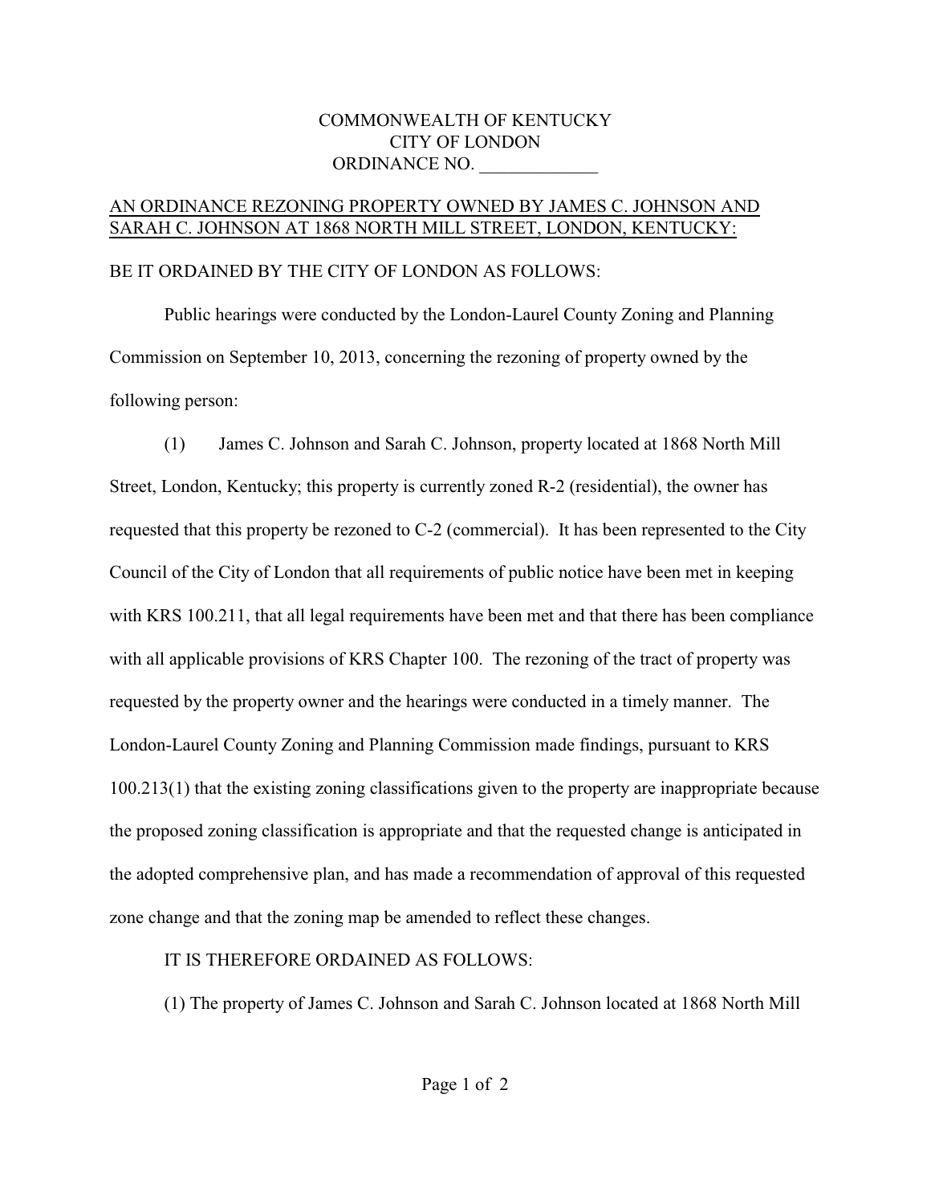COMMONWEALTH OF KENTUCKY
CITY OF LONDON
ORDINANCE NO. _____________

**AN ORDINANCE REZONING PROPERTY OWNED BY JAMES C. JOHNSON AND SARAH C. JOHNSON AT 1868 NORTH MILL STREET, LONDON, KENTUCKY:**

BE IT ORDAINED BY THE CITY OF LONDON AS FOLLOWS:

Public hearings were conducted by the London-Laurel County Zoning and Planning Commission on September 10, 2013, concerning the rezoning of property owned by the following person:

(1) James C. Johnson and Sarah C. Johnson, property located at 1868 North Mill Street, London, Kentucky; this property is currently zoned R-2 (residential), the owner has requested that this property be rezoned to C-2 (commercial). It has been represented to the City Council of the City of London that all requirements of public notice have been met in keeping with KRS 100.211, that all legal requirements have been met and that there has been compliance with all applicable provisions of KRS Chapter 100. The rezoning of the tract of property was requested by the property owner and the hearings were conducted in a timely manner. The London-Laurel County Zoning and Planning Commission made findings, pursuant to KRS 100.213(1) that the existing zoning classifications given to the property are inappropriate because the proposed zoning classification is appropriate and that the requested change is anticipated in the adopted comprehensive plan, and has made a recommendation of approval of this requested zone change and that the zoning map be amended to reflect these changes.

IT IS THEREFORE ORDAINED AS FOLLOWS:

(1) The property of James C. Johnson and Sarah C. Johnson located at 1868 North Mill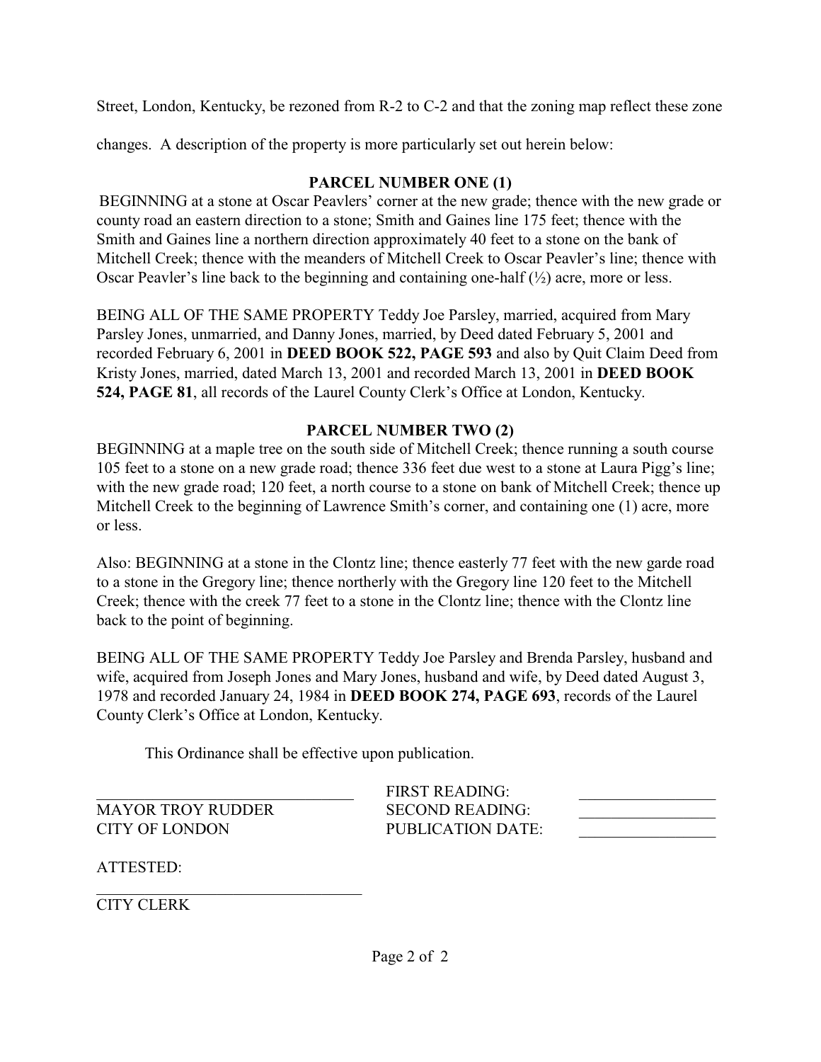Street, London, Kentucky, be rezoned from R-2 to C-2 and that the zoning map reflect these zone changes. A description of the property is more particularly set out herein below:

### PARCEL NUMBER ONE (1)

BEGINNING at a stone at Oscar Peavlers' corner at the new grade; thence with the new grade or county road an eastern direction to a stone; Smith and Gaines line 175 feet; thence with the Smith and Gaines line a northern direction approximately 40 feet to a stone on the bank of Mitchell Creek; thence with the meanders of Mitchell Creek to Oscar Peavler's line; thence with Oscar Peavler's line back to the beginning and containing one-half (½) acre, more or less.

BEING ALL OF THE SAME PROPERTY Teddy Joe Parsley, married, acquired from Mary Parsley Jones, unmarried, and Danny Jones, married, by Deed dated February 5, 2001 and recorded February 6, 2001 in **DEED BOOK 522, PAGE 593** and also by Quit Claim Deed from Kristy Jones, married, dated March 13, 2001 and recorded March 13, 2001 in **DEED BOOK 524, PAGE 81**, all records of the Laurel County Clerk's Office at London, Kentucky.

### PARCEL NUMBER TWO (2)

BEGINNING at a maple tree on the south side of Mitchell Creek; thence running a south course 105 feet to a stone on a new grade road; thence 336 feet due west to a stone at Laura Pigg's line; with the new grade road; 120 feet, a north course to a stone on bank of Mitchell Creek; thence up Mitchell Creek to the beginning of Lawrence Smith's corner, and containing one (1) acre, more or less.

Also: BEGINNING at a stone in the Clontz line; thence easterly 77 feet with the new garde road to a stone in the Gregory line; thence northerly with the Gregory line 120 feet to the Mitchell Creek; thence with the creek 77 feet to a stone in the Clontz line; thence with the Clontz line back to the point of beginning.

BEING ALL OF THE SAME PROPERTY Teddy Joe Parsley and Brenda Parsley, husband and wife, acquired from Joseph Jones and Mary Jones, husband and wife, by Deed dated August 3, 1978 and recorded January 24, 1984 in **DEED BOOK 274, PAGE 693**, records of the Laurel County Clerk's Office at London, Kentucky.

This Ordinance shall be effective upon publication.

| | | |
|---|---|---|
| ______________________________ | FIRST READING: | ________________ |
| MAYOR TROY RUDDER | SECOND READING: | ________________ |
| CITY OF LONDON | PUBLICATION DATE: | ________________ |

ATTESTED:

______________________________

CITY CLERK